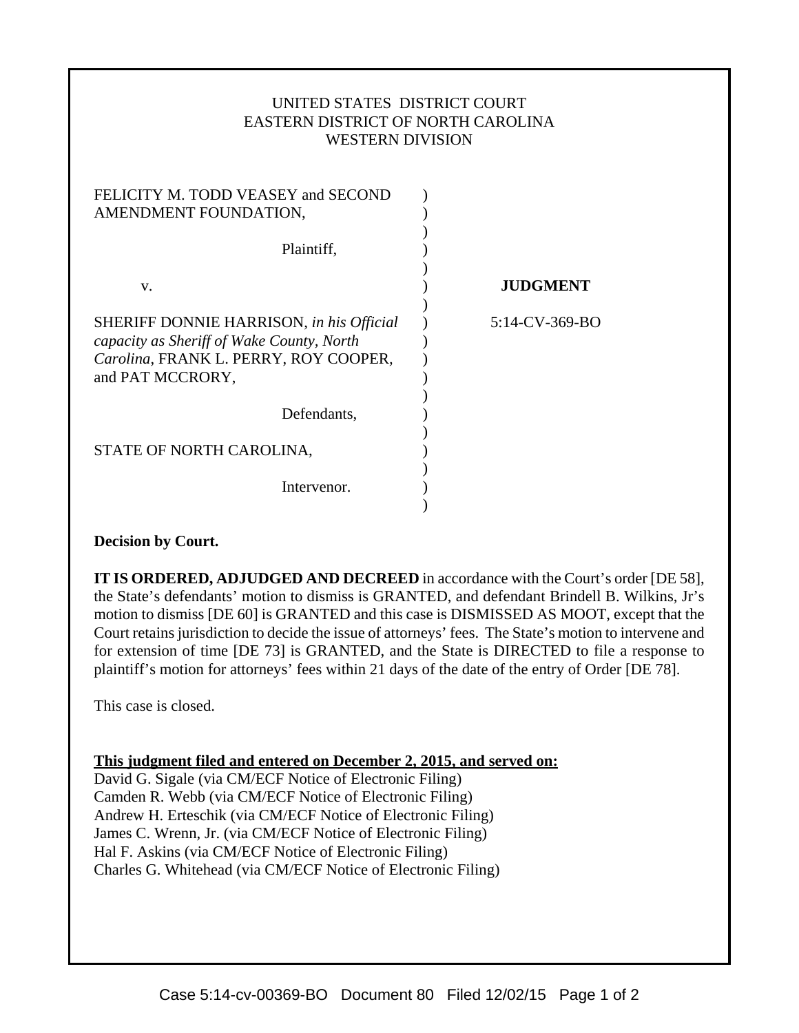UNITED STATES DISTRICT COURT
EASTERN DISTRICT OF NORTH CAROLINA
WESTERN DIVISION

FELICITY M. TODD VEASEY and SECOND AMENDMENT FOUNDATION,

Plaintiff,

v.

SHERIFF DONNIE HARRISON, *in his Official capacity as Sheriff of Wake County, North Carolina*, FRANK L. PERRY, ROY COOPER, and PAT MCCRORY,

Defendants,

STATE OF NORTH CAROLINA,

Intervenor.

**JUDGMENT**

5:14-CV-369-BO

**Decision by Court.**

**IT IS ORDERED, ADJUDGED AND DECREED** in accordance with the Court's order [DE 58], the State's defendants' motion to dismiss is GRANTED, and defendant Brindell B. Wilkins, Jr's motion to dismiss [DE 60] is GRANTED and this case is DISMISSED AS MOOT, except that the Court retains jurisdiction to decide the issue of attorneys' fees. The State's motion to intervene and for extension of time [DE 73] is GRANTED, and the State is DIRECTED to file a response to plaintiff's motion for attorneys' fees within 21 days of the date of the entry of Order [DE 78].

This case is closed.

**This judgment filed and entered on December 2, 2015, and served on:**

David G. Sigale (via CM/ECF Notice of Electronic Filing)
Camden R. Webb (via CM/ECF Notice of Electronic Filing)
Andrew H. Erteschik (via CM/ECF Notice of Electronic Filing)
James C. Wrenn, Jr. (via CM/ECF Notice of Electronic Filing)
Hal F. Askins (via CM/ECF Notice of Electronic Filing)
Charles G. Whitehead (via CM/ECF Notice of Electronic Filing)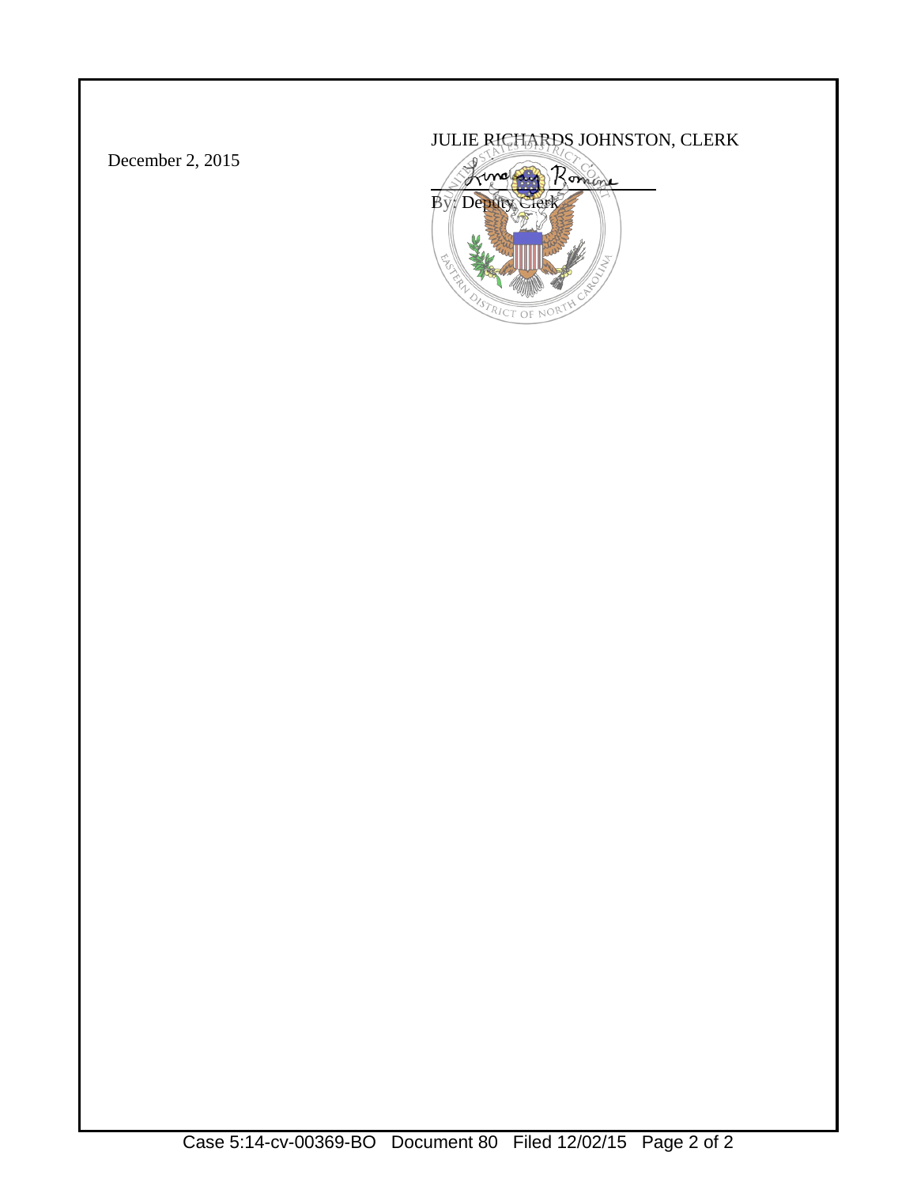December 2, 2015

JULIE RICHARDS JOHNSTON, CLERK

By: Deputy Clerk